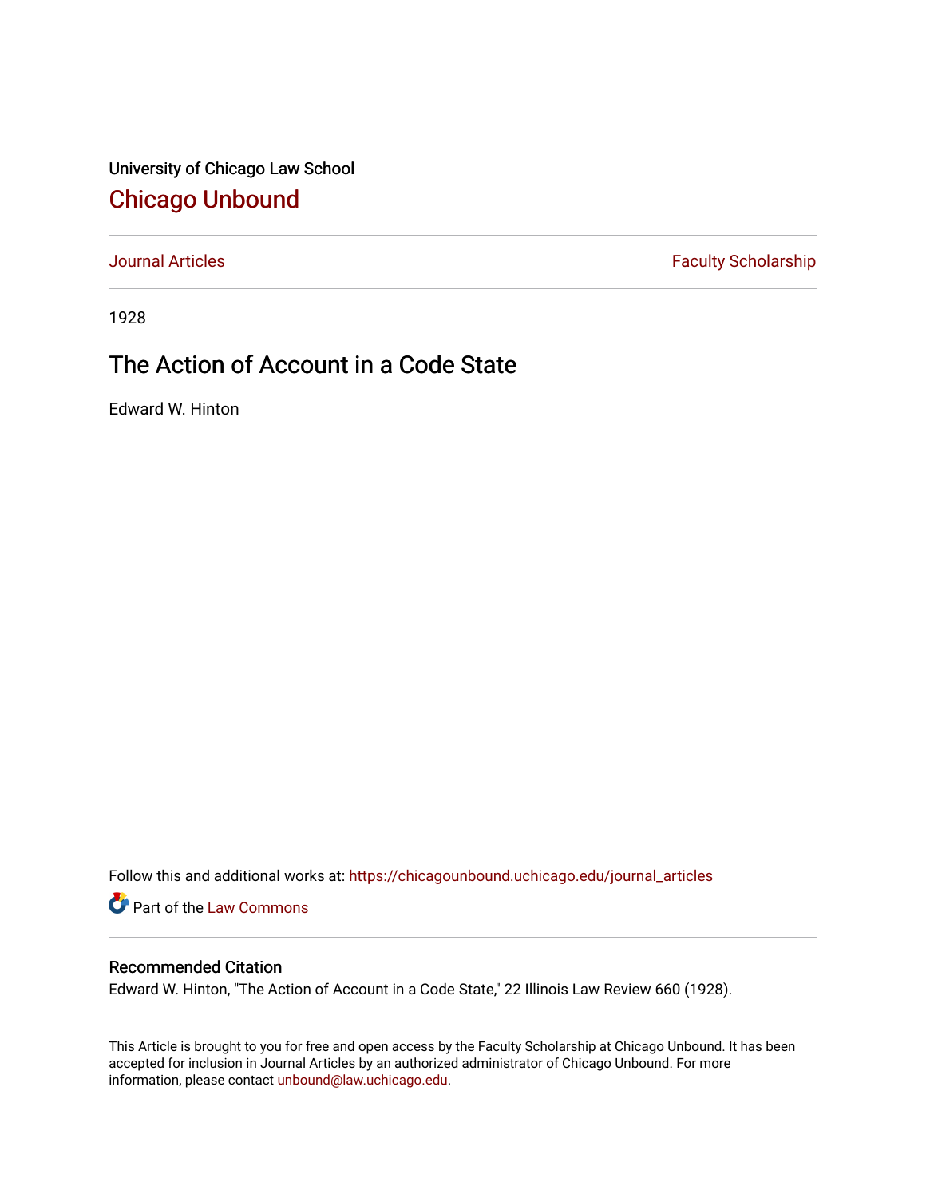University of Chicago Law School

# Chicago Unbound

Journal Articles | Faculty Scholarship

1928

## The Action of Account in a Code State

Edward W. Hinton

Follow this and additional works at: https://chicagounbound.uchicago.edu/journal_articles

Part of the Law Commons

### Recommended Citation

Edward W. Hinton, "The Action of Account in a Code State," 22 Illinois Law Review 660 (1928).

This Article is brought to you for free and open access by the Faculty Scholarship at Chicago Unbound. It has been accepted for inclusion in Journal Articles by an authorized administrator of Chicago Unbound. For more information, please contact unbound@law.uchicago.edu.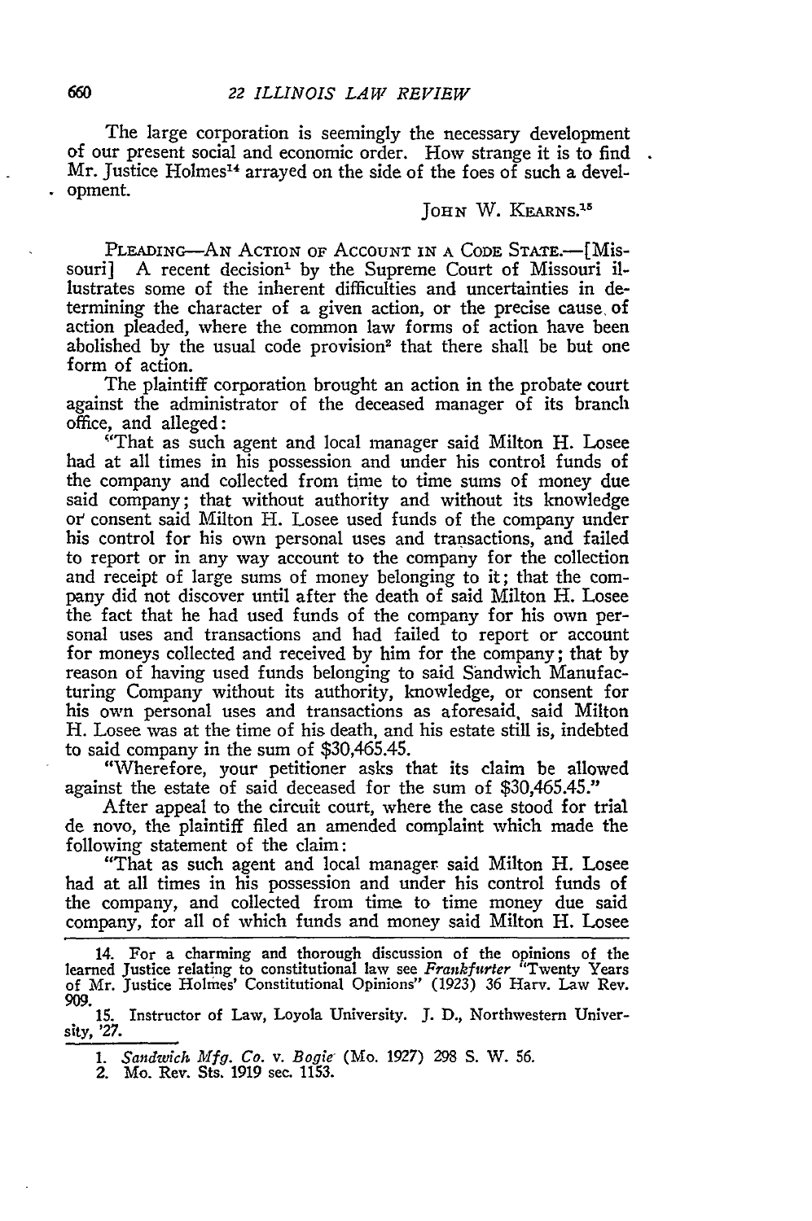The large corporation is seemingly the necessary development of our present social and economic order. How strange it is to find Mr. Justice Holmes[14] arrayed on the side of the foes of such a development.

JOHN W. KEARNS.[15]

PLEADING—AN ACTION OF ACCOUNT IN A CODE STATE.—[Missouri] A recent decision[1] by the Supreme Court of Missouri illustrates some of the inherent difficulties and uncertainties in determining the character of a given action, or the precise cause of action pleaded, where the common law forms of action have been abolished by the usual code provision[2] that there shall be but one form of action.

The plaintiff corporation brought an action in the probate court against the administrator of the deceased manager of its branch office, and alleged:

"That as such agent and local manager said Milton H. Losee had at all times in his possession and under his control funds of the company and collected from time to time sums of money due said company; that without authority and without its knowledge or consent said Milton H. Losee used funds of the company under his control for his own personal uses and transactions, and failed to report or in any way account to the company for the collection and receipt of large sums of money belonging to it; that the company did not discover until after the death of said Milton H. Losee the fact that he had used funds of the company for his own personal uses and transactions and had failed to report or account for moneys collected and received by him for the company; that by reason of having used funds belonging to said Sandwich Manufacturing Company without its authority, knowledge, or consent for his own personal uses and transactions as aforesaid, said Milton H. Losee was at the time of his death, and his estate still is, indebted to said company in the sum of $30,465.45.

"Wherefore, your petitioner asks that its claim be allowed against the estate of said deceased for the sum of $30,465.45."

After appeal to the circuit court, where the case stood for trial de novo, the plaintiff filed an amended complaint which made the following statement of the claim:

"That as such agent and local manager said Milton H. Losee had at all times in his possession and under his control funds of the company, and collected from time to time money due said company, for all of which funds and money said Milton H. Losee

---

14. For a charming and thorough discussion of the opinions of the learned Justice relating to constitutional law see *Frankfurter* "Twenty Years of Mr. Justice Holmes' Constitutional Opinions" (1923) 36 Harv. Law Rev. 909.

15. Instructor of Law, Loyola University. J. D., Northwestern University, '27.

1. *Sandwich Mfg. Co.* v. *Bogie* (Mo. 1927) 298 S. W. 56.

2. Mo. Rev. Sts. 1919 sec. 1153.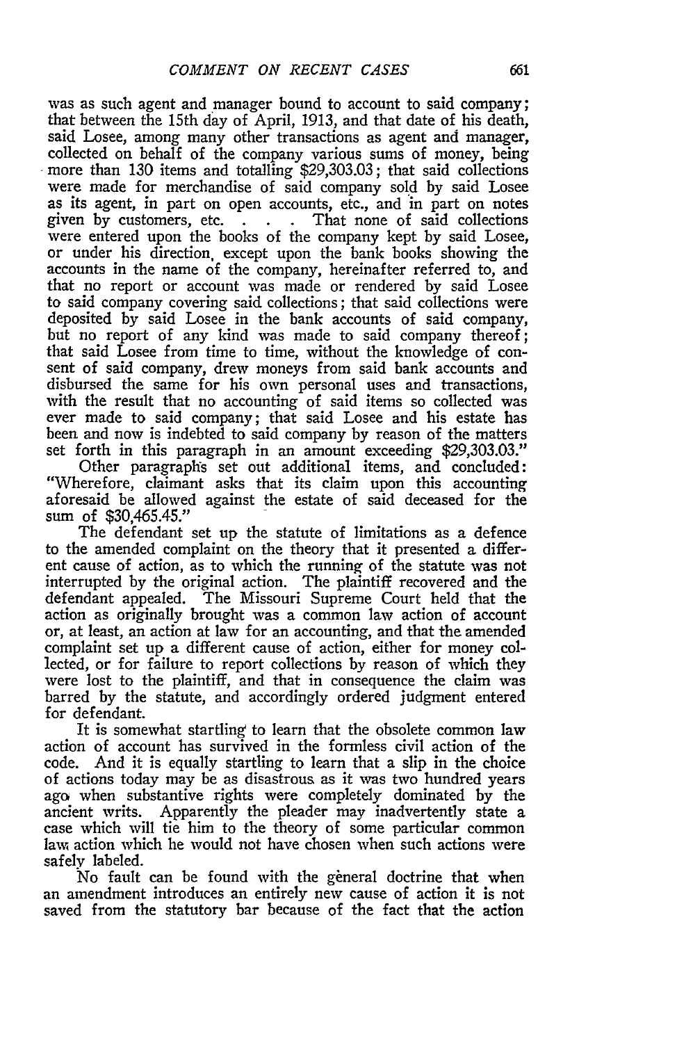was as such agent and manager bound to account to said company; that between the 15th day of April, 1913, and that date of his death, said Losee, among many other transactions as agent and manager, collected on behalf of the company various sums of money, being more than 130 items and totalling $29,303.03; that said collections were made for merchandise of said company sold by said Losee as its agent, in part on open accounts, etc., and in part on notes given by customers, etc. . . . That none of said collections were entered upon the books of the company kept by said Losee, or under his direction, except upon the bank books showing the accounts in the name of the company, hereinafter referred to, and that no report or account was made or rendered by said Losee to said company covering said collections; that said collections were deposited by said Losee in the bank accounts of said company, but no report of any kind was made to said company thereof; that said Losee from time to time, without the knowledge of consent of said company, drew moneys from said bank accounts and disbursed the same for his own personal uses and transactions, with the result that no accounting of said items so collected was ever made to said company; that said Losee and his estate has been and now is indebted to said company by reason of the matters set forth in this paragraph in an amount exceeding $29,303.03."

Other paragraphs set out additional items, and concluded: "Wherefore, claimant asks that its claim upon this accounting aforesaid be allowed against the estate of said deceased for the sum of $30,465.45."

The defendant set up the statute of limitations as a defence to the amended complaint on the theory that it presented a different cause of action, as to which the running of the statute was not interrupted by the original action. The plaintiff recovered and the defendant appealed. The Missouri Supreme Court held that the action as originally brought was a common law action of account or, at least, an action at law for an accounting, and that the amended complaint set up a different cause of action, either for money collected, or for failure to report collections by reason of which they were lost to the plaintiff, and that in consequence the claim was barred by the statute, and accordingly ordered judgment entered for defendant.

It is somewhat startling to learn that the obsolete common law action of account has survived in the formless civil action of the code. And it is equally startling to learn that a slip in the choice of actions today may be as disastrous as it was two hundred years ago when substantive rights were completely dominated by the ancient writs. Apparently the pleader may inadvertently state a case which will tie him to the theory of some particular common law action which he would not have chosen when such actions were safely labeled.

No fault can be found with the general doctrine that when an amendment introduces an entirely new cause of action it is not saved from the statutory bar because of the fact that the action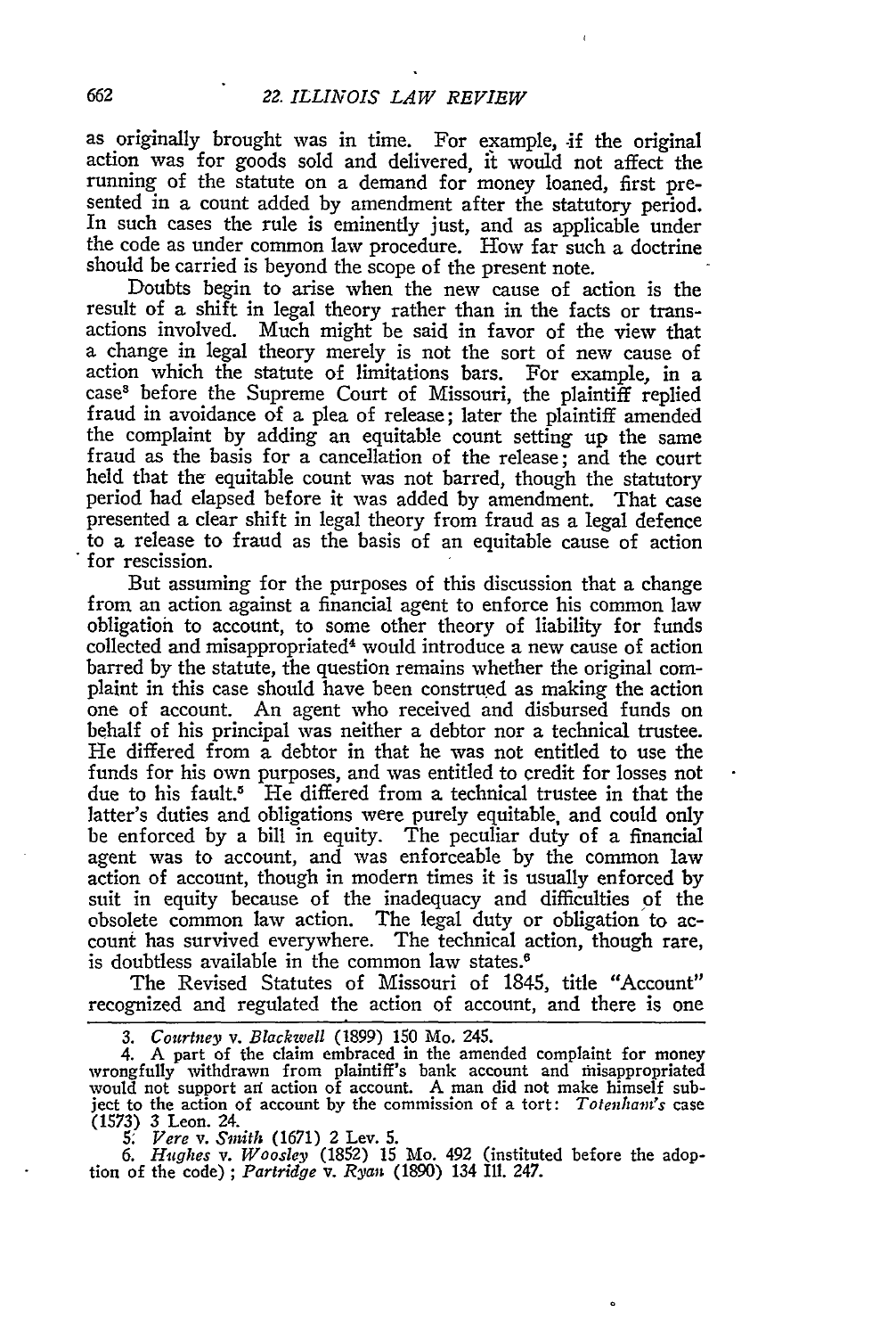as originally brought was in time. For example, if the original action was for goods sold and delivered, it would not affect the running of the statute on a demand for money loaned, first presented in a count added by amendment after the statutory period. In such cases the rule is eminently just, and as applicable under the code as under common law procedure. How far such a doctrine should be carried is beyond the scope of the present note.

Doubts begin to arise when the new cause of action is the result of a shift in legal theory rather than in the facts or transactions involved. Much might be said in favor of the view that a change in legal theory merely is not the sort of new cause of action which the statute of limitations bars. For example, in a case[3] before the Supreme Court of Missouri, the plaintiff replied fraud in avoidance of a plea of release; later the plaintiff amended the complaint by adding an equitable count setting up the same fraud as the basis for a cancellation of the release; and the court held that the equitable count was not barred, though the statutory period had elapsed before it was added by amendment. That case presented a clear shift in legal theory from fraud as a legal defence to a release to fraud as the basis of an equitable cause of action for rescission.

But assuming for the purposes of this discussion that a change from an action against a financial agent to enforce his common law obligation to account, to some other theory of liability for funds collected and misappropriated[4] would introduce a new cause of action barred by the statute, the question remains whether the original complaint in this case should have been construed as making the action one of account. An agent who received and disbursed funds on behalf of his principal was neither a debtor nor a technical trustee. He differed from a debtor in that he was not entitled to use the funds for his own purposes, and was entitled to credit for losses not due to his fault.[5] He differed from a technical trustee in that the latter's duties and obligations were purely equitable, and could only be enforced by a bill in equity. The peculiar duty of a financial agent was to account, and was enforceable by the common law action of account, though in modern times it is usually enforced by suit in equity because of the inadequacy and difficulties of the obsolete common law action. The legal duty or obligation to account has survived everywhere. The technical action, though rare, is doubtless available in the common law states.[6]

The Revised Statutes of Missouri of 1845, title "Account" recognized and regulated the action of account, and there is one

---

3. *Courtney* v. *Blackwell* (1899) 150 Mo. 245.

4. A part of the claim embraced in the amended complaint for money wrongfully withdrawn from plaintiff's bank account and misappropriated would not support an action of account. A man did not make himself subject to the action of account by the commission of a tort: *Totenham's* case (1573) 3 Leon. 24.

5. *Vere* v. *Smith* (1671) 2 Lev. 5.

6. *Hughes* v. *Woosley* (1852) 15 Mo. 492 (instituted before the adoption of the code); *Partridge* v. *Ryan* (1890) 134 Ill. 247.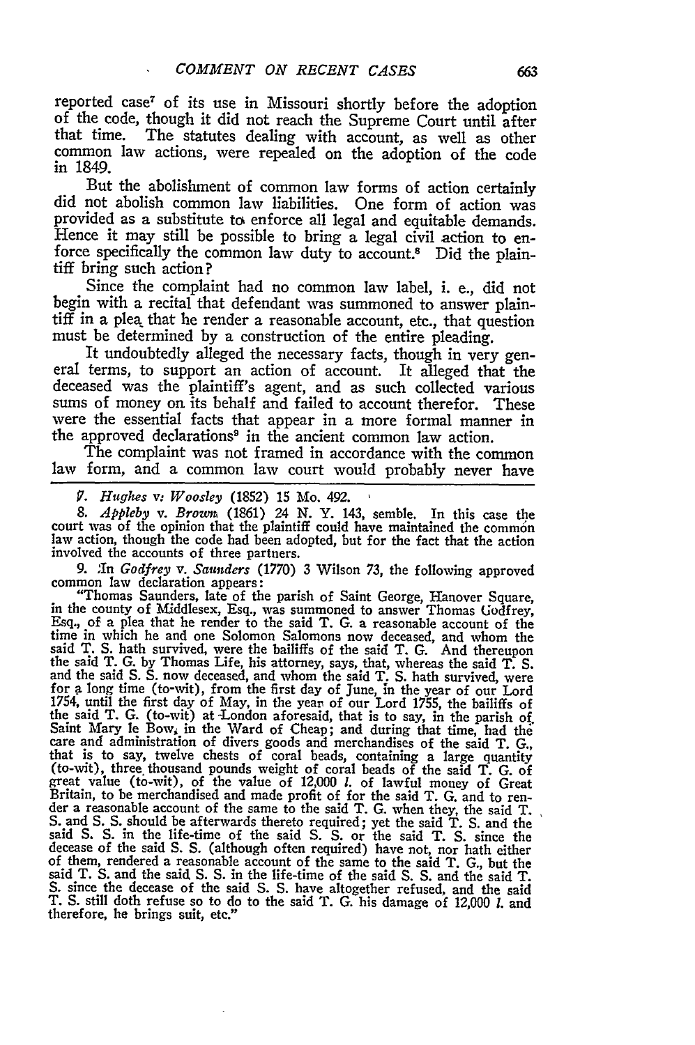reported case[7] of its use in Missouri shortly before the adoption of the code, though it did not reach the Supreme Court until after that time. The statutes dealing with account, as well as other common law actions, were repealed on the adoption of the code in 1849.

But the abolishment of common law forms of action certainly did not abolish common law liabilities. One form of action was provided as a substitute to enforce all legal and equitable demands. Hence it may still be possible to bring a legal civil action to enforce specifically the common law duty to account.[8] Did the plaintiff bring such action?

Since the complaint had no common law label, i. e., did not begin with a recital that defendant was summoned to answer plaintiff in a plea that he render a reasonable account, etc., that question must be determined by a construction of the entire pleading.

It undoubtedly alleged the necessary facts, though in very general terms, to support an action of account. It alleged that the deceased was the plaintiff's agent, and as such collected various sums of money on its behalf and failed to account therefor. These were the essential facts that appear in a more formal manner in the approved declarations[9] in the ancient common law action.

The complaint was not framed in accordance with the common law form, and a common law court would probably never have

---

7. *Hughes v. Woosley* (1852) 15 Mo. 492.

8. *Appleby v. Brown* (1861) 24 N. Y. 143, semble. In this case the court was of the opinion that the plaintiff could have maintained the common law action, though the code had been adopted, but for the fact that the action involved the accounts of three partners.

9. In *Godfrey v. Saunders* (1770) 3 Wilson 73, the following approved common law declaration appears:

"Thomas Saunders, late of the parish of Saint George, Hanover Square, in the county of Middlesex, Esq., was summoned to answer Thomas Godfrey, Esq., of a plea that he render to the said T. G. a reasonable account of the time in which he and one Solomon Salomons now deceased, and whom the said T. S. hath survived, were the bailiffs of the said T. G. And thereupon the said T. G. by Thomas Life, his attorney, says, that, whereas the said T. S. and the said S. S. now deceased, and whom the said T. S. hath survived, were for a long time (to-wit), from the first day of June, in the year of our Lord 1754, until the first day of May, in the year of our Lord 1755, the bailiffs of the said T. G. (to-wit) at London aforesaid, that is to say, in the parish of Saint Mary le Bow, in the Ward of Cheap; and during that time, had the care and administration of divers goods and merchandises of the said T. G., that is to say, twelve chests of coral beads, containing a large quantity (to-wit), three thousand pounds weight of coral beads of the said T. G. of great value (to-wit), of the value of 12,000 *l.* of lawful money of Great Britain, to be merchandised and made profit of for the said T. G. and to render a reasonable account of the same to the said T. G. when they, the said T. S. and S. S. should be afterwards thereto required; yet the said T. S. and the said S. S. in the life-time of the said S. S. or the said T. S. since the decease of the said S. S. (although often required) have not, nor hath either of them, rendered a reasonable account of the same to the said T. G., but the said T. S. and the said S. S. in the life-time of the said S. S. and the said T. S. since the decease of the said S. S. have altogether refused, and the said T. S. still doth refuse so to do to the said T. G. his damage of 12,000 *l.* and therefore, he brings suit, etc."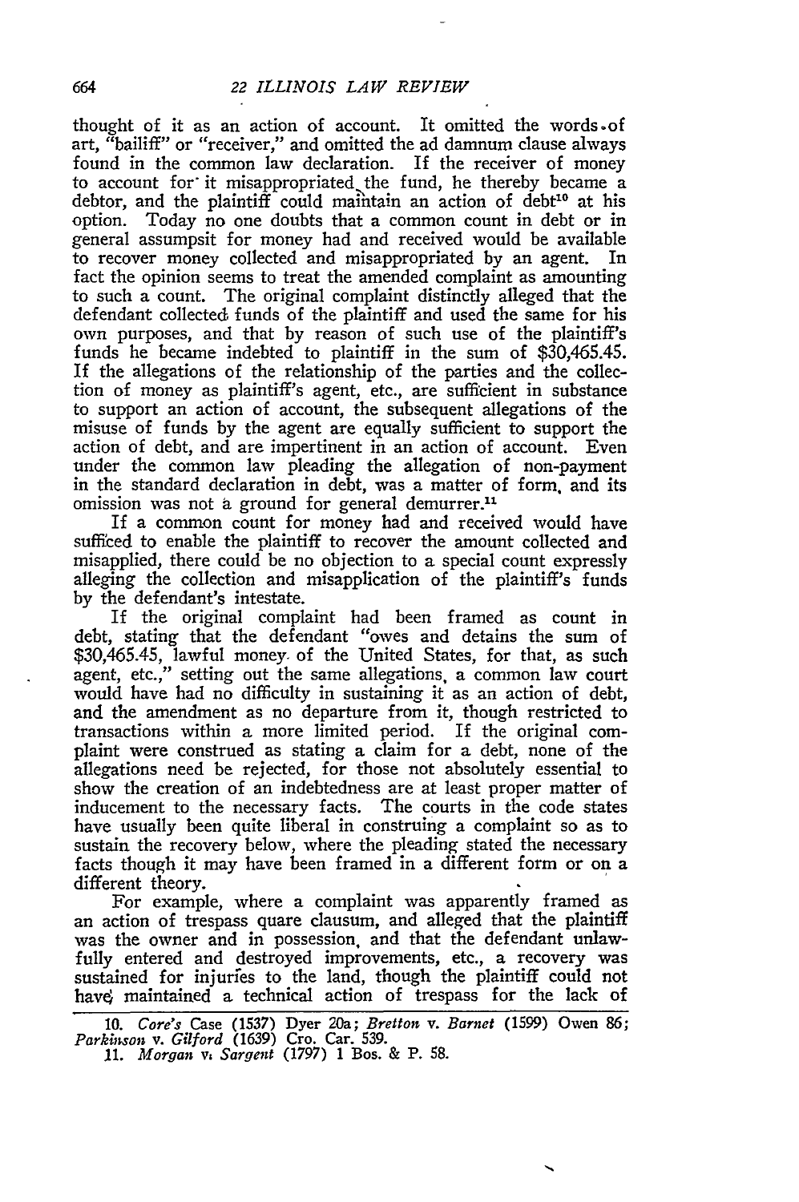thought of it as an action of account. It omitted the words of art, "bailiff" or "receiver," and omitted the ad damnum clause always found in the common law declaration. If the receiver of money to account for it misappropriated the fund, he thereby became a debtor, and the plaintiff could maintain an action of debt[10] at his option. Today no one doubts that a common count in debt or in general assumpsit for money had and received would be available to recover money collected and misappropriated by an agent. In fact the opinion seems to treat the amended complaint as amounting to such a count. The original complaint distinctly alleged that the defendant collected funds of the plaintiff and used the same for his own purposes, and that by reason of such use of the plaintiff's funds he became indebted to plaintiff in the sum of $30,465.45. If the allegations of the relationship of the parties and the collection of money as plaintiff's agent, etc., are sufficient in substance to support an action of account, the subsequent allegations of the misuse of funds by the agent are equally sufficient to support the action of debt, and are impertinent in an action of account. Even under the common law pleading the allegation of non-payment in the standard declaration in debt, was a matter of form, and its omission was not a ground for general demurrer.[11]

If a common count for money had and received would have sufficed to enable the plaintiff to recover the amount collected and misapplied, there could be no objection to a special count expressly alleging the collection and misapplication of the plaintiff's funds by the defendant's intestate.

If the original complaint had been framed as count in debt, stating that the defendant "owes and detains the sum of $30,465.45, lawful money of the United States, for that, as such agent, etc.," setting out the same allegations, a common law court would have had no difficulty in sustaining it as an action of debt, and the amendment as no departure from it, though restricted to transactions within a more limited period. If the original complaint were construed as stating a claim for a debt, none of the allegations need be rejected, for those not absolutely essential to show the creation of an indebtedness are at least proper matter of inducement to the necessary facts. The courts in the code states have usually been quite liberal in construing a complaint so as to sustain the recovery below, where the pleading stated the necessary facts though it may have been framed in a different form or on a different theory.

For example, where a complaint was apparently framed as an action of trespass quare clausum, and alleged that the plaintiff was the owner and in possession, and that the defendant unlawfully entered and destroyed improvements, etc., a recovery was sustained for injuries to the land, though the plaintiff could not have maintained a technical action of trespass for the lack of

---

10. *Core's* Case (1537) Dyer 20a; *Bretton* v. *Barnet* (1599) Owen 86; *Parkinson* v. *Gilford* (1639) Cro. Car. 539.

11. *Morgan* v. *Sargent* (1797) 1 Bos. & P. 58.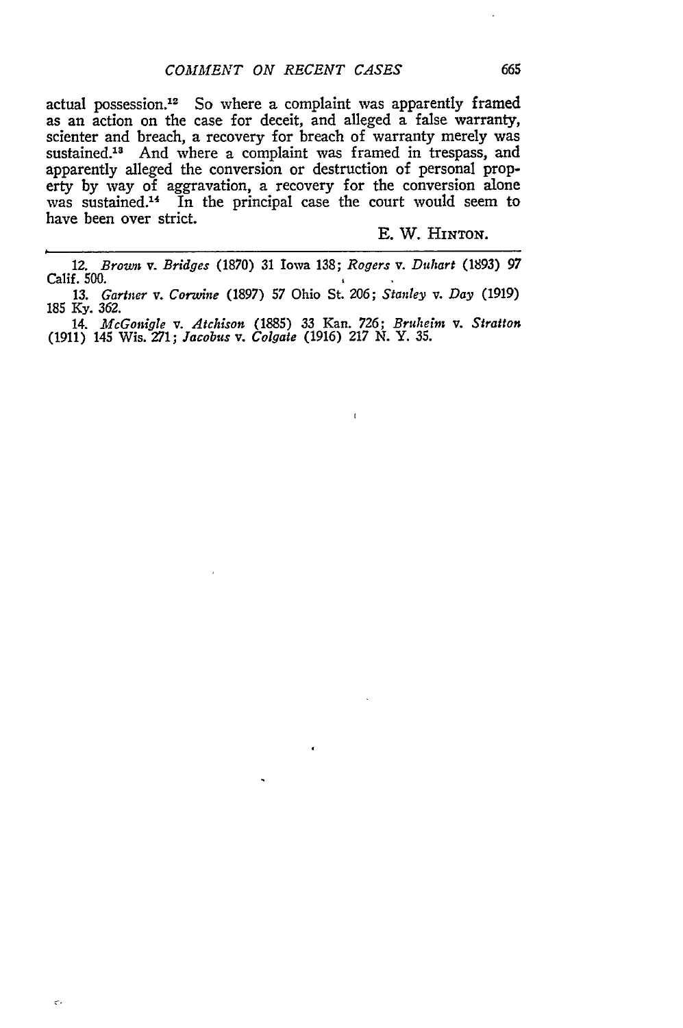actual possession.[12] So where a complaint was apparently framed as an action on the case for deceit, and alleged a false warranty, scienter and breach, a recovery for breach of warranty merely was sustained.[13] And where a complaint was framed in trespass, and apparently alleged the conversion or destruction of personal property by way of aggravation, a recovery for the conversion alone was sustained.[14] In the principal case the court would seem to have been over strict.

E. W. HINTON.

---

12. *Brown* v. *Bridges* (1870) 31 Iowa 138; *Rogers* v. *Duhart* (1893) 97 Calif. 500.

13. *Gartner* v. *Corwine* (1897) 57 Ohio St. 206; *Stanley* v. *Day* (1919) 185 Ky. 362.

14. *McGonigle* v. *Atchison* (1885) 33 Kan. 726; *Bruheim* v. *Stratton* (1911) 145 Wis. 271; *Jacobus* v. *Colgate* (1916) 217 N. Y. 35.